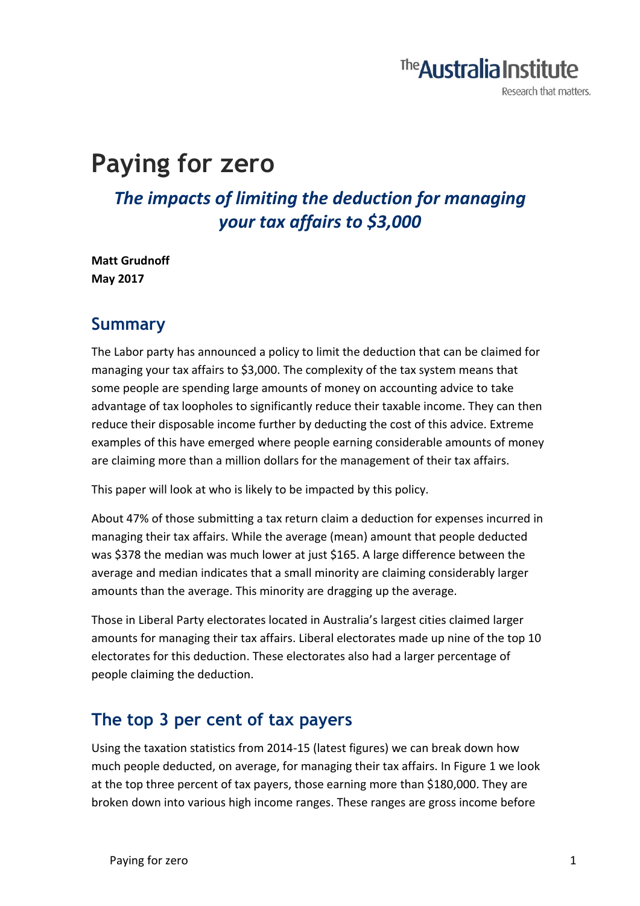The Australia Institute
Research that matters.

# Paying for zero

## *The impacts of limiting the deduction for managing your tax affairs to $3,000*

**Matt Grudnoff**
**May 2017**

## Summary

The Labor party has announced a policy to limit the deduction that can be claimed for managing your tax affairs to $3,000. The complexity of the tax system means that some people are spending large amounts of money on accounting advice to take advantage of tax loopholes to significantly reduce their taxable income. They can then reduce their disposable income further by deducting the cost of this advice. Extreme examples of this have emerged where people earning considerable amounts of money are claiming more than a million dollars for the management of their tax affairs.

This paper will look at who is likely to be impacted by this policy.

About 47% of those submitting a tax return claim a deduction for expenses incurred in managing their tax affairs. While the average (mean) amount that people deducted was $378 the median was much lower at just $165. A large difference between the average and median indicates that a small minority are claiming considerably larger amounts than the average. This minority are dragging up the average.

Those in Liberal Party electorates located in Australia's largest cities claimed larger amounts for managing their tax affairs. Liberal electorates made up nine of the top 10 electorates for this deduction. These electorates also had a larger percentage of people claiming the deduction.

## The top 3 per cent of tax payers

Using the taxation statistics from 2014-15 (latest figures) we can break down how much people deducted, on average, for managing their tax affairs. In Figure 1 we look at the top three percent of tax payers, those earning more than $180,000. They are broken down into various high income ranges. These ranges are gross income before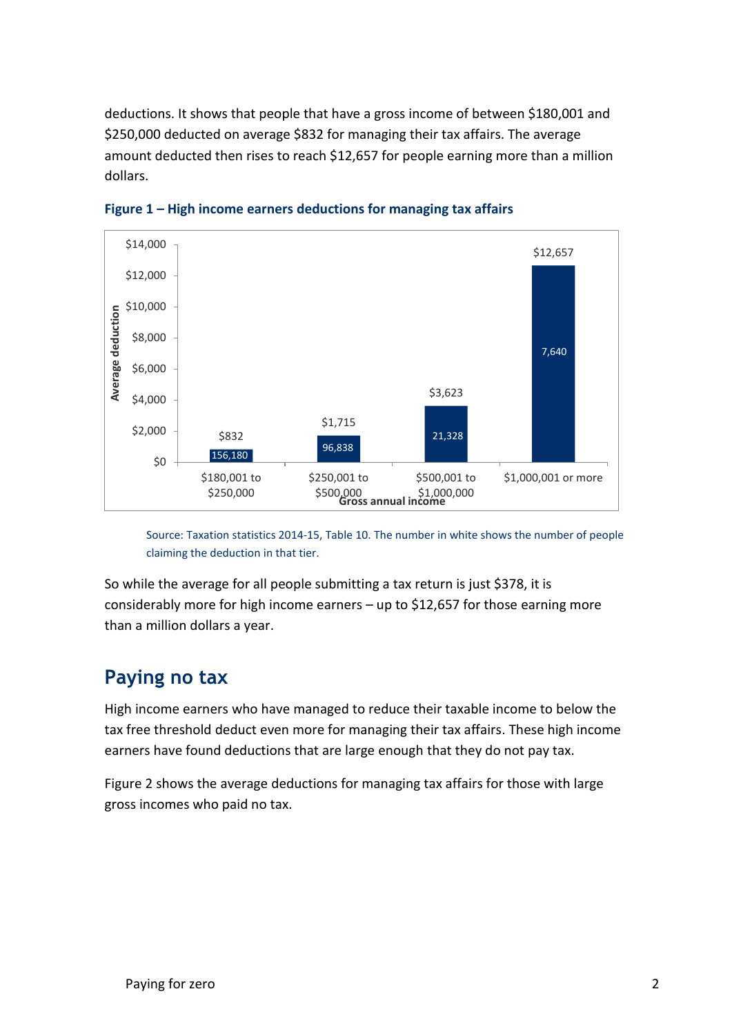deductions. It shows that people that have a gross income of between $180,001 and $250,000 deducted on average $832 for managing their tax affairs. The average amount deducted then rises to reach $12,657 for people earning more than a million dollars.

**Figure 1 – High income earners deductions for managing tax affairs**

| Gross annual income | Average deduction | Number of people claiming |
|---|---|---|
| $180,001 to $250,000 | $832 | 156,180 |
| $250,001 to $500,000 | $1,715 | 96,838 |
| $500,001 to $1,000,000 | $3,623 | 21,328 |
| $1,000,001 or more | $12,657 | 7,640 |

Source: Taxation statistics 2014-15, Table 10. The number in white shows the number of people claiming the deduction in that tier.

So while the average for all people submitting a tax return is just $378, it is considerably more for high income earners – up to $12,657 for those earning more than a million dollars a year.

## Paying no tax

High income earners who have managed to reduce their taxable income to below the tax free threshold deduct even more for managing their tax affairs. These high income earners have found deductions that are large enough that they do not pay tax.

Figure 2 shows the average deductions for managing tax affairs for those with large gross incomes who paid no tax.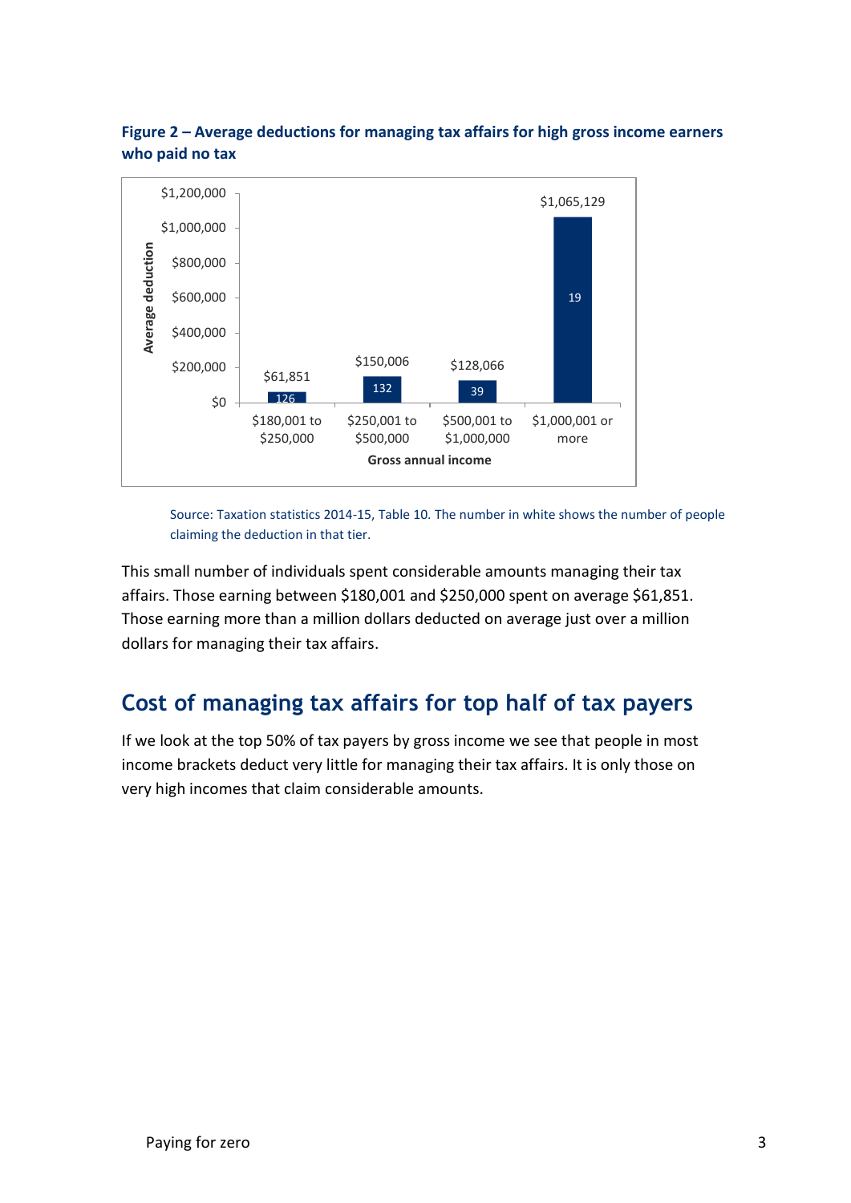**Figure 2 – Average deductions for managing tax affairs for high gross income earners who paid no tax**

| Gross annual income | Average deduction | Number of people claiming |
|---|---|---|
| $180,001 to $250,000 | $61,851 | 126 |
| $250,001 to $500,000 | $150,006 | 132 |
| $500,001 to $1,000,000 | $128,066 | 39 |
| $1,000,001 or more | $1,065,129 | 19 |

Source: Taxation statistics 2014-15, Table 10. The number in white shows the number of people claiming the deduction in that tier.

This small number of individuals spent considerable amounts managing their tax affairs. Those earning between $180,001 and $250,000 spent on average $61,851. Those earning more than a million dollars deducted on average just over a million dollars for managing their tax affairs.

## Cost of managing tax affairs for top half of tax payers

If we look at the top 50% of tax payers by gross income we see that people in most income brackets deduct very little for managing their tax affairs. It is only those on very high incomes that claim considerable amounts.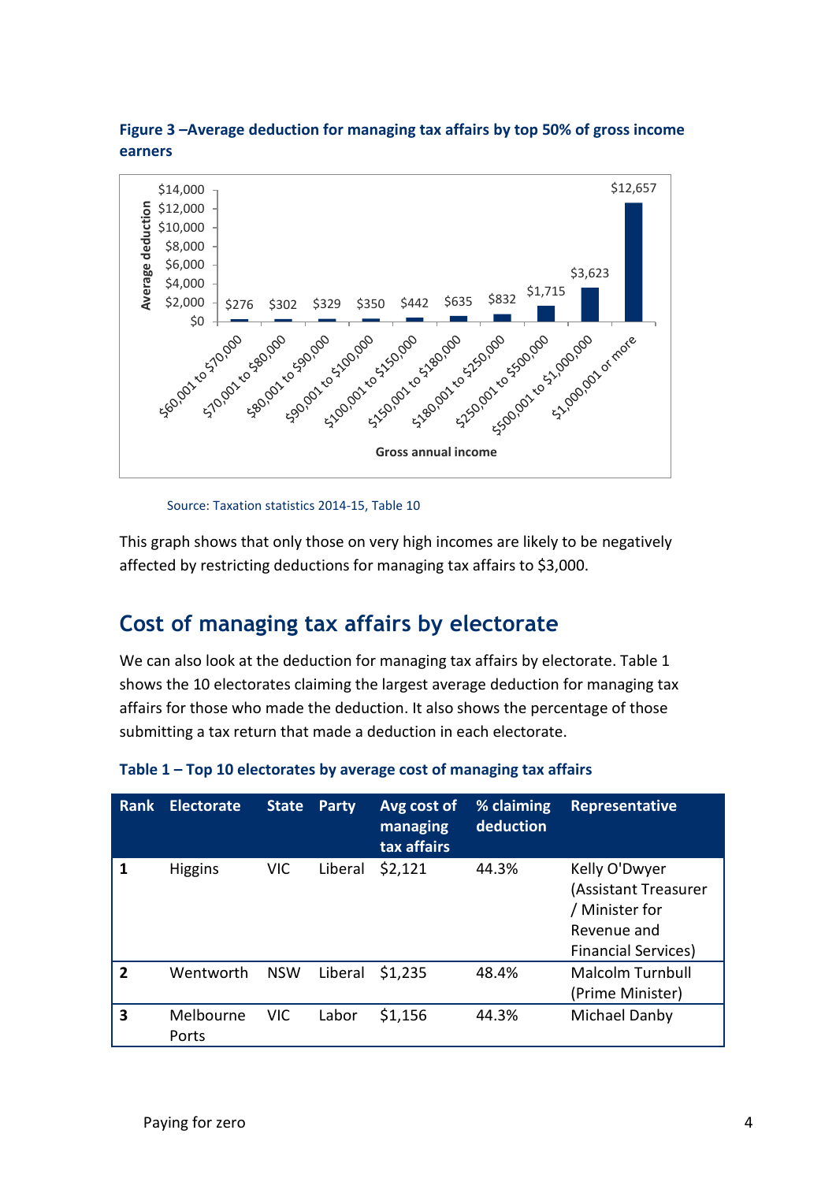**Figure 3 –Average deduction for managing tax affairs by top 50% of gross income earners**

| Gross annual income | Average deduction |
|---|---|
| $60,001 to $70,000 | $276 |
| $70,001 to $80,000 | $302 |
| $80,001 to $90,000 | $329 |
| $90,001 to $100,000 | $350 |
| $100,001 to $150,000 | $442 |
| $150,001 to $180,000 | $635 |
| $180,001 to $250,000 | $832 |
| $250,001 to $500,000 | $1,715 |
| $500,001 to $1,000,000 | $3,623 |
| $1,000,001 or more | $12,657 |

Source: Taxation statistics 2014-15, Table 10

This graph shows that only those on very high incomes are likely to be negatively affected by restricting deductions for managing tax affairs to $3,000.

## Cost of managing tax affairs by electorate

We can also look at the deduction for managing tax affairs by electorate. Table 1 shows the 10 electorates claiming the largest average deduction for managing tax affairs for those who made the deduction. It also shows the percentage of those submitting a tax return that made a deduction in each electorate.

**Table 1 – Top 10 electorates by average cost of managing tax affairs**

| Rank | Electorate | State | Party | Avg cost of managing tax affairs | % claiming deduction | Representative |
|---|---|---|---|---|---|---|
| **1** | Higgins | VIC | Liberal | $2,121 | 44.3% | Kelly O'Dwyer (Assistant Treasurer / Minister for Revenue and Financial Services) |
| **2** | Wentworth | NSW | Liberal | $1,235 | 48.4% | Malcolm Turnbull (Prime Minister) |
| **3** | Melbourne Ports | VIC | Labor | $1,156 | 44.3% | Michael Danby |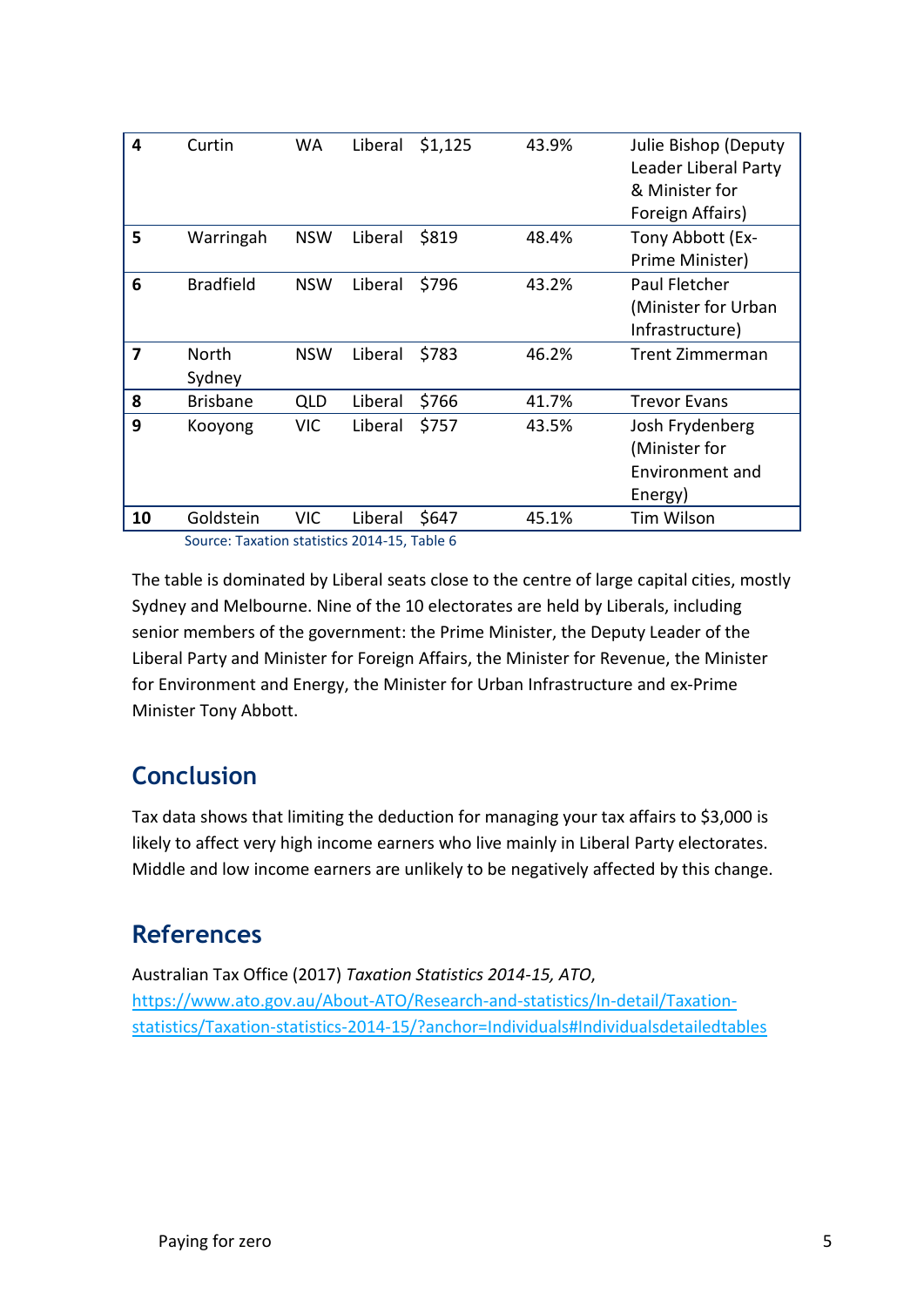| | | | | | | |
|---|---|---|---|---|---|---|
| **4** | Curtin | WA | Liberal | $1,125 | 43.9% | Julie Bishop (Deputy Leader Liberal Party & Minister for Foreign Affairs) |
| **5** | Warringah | NSW | Liberal | $819 | 48.4% | Tony Abbott (Ex-Prime Minister) |
| **6** | Bradfield | NSW | Liberal | $796 | 43.2% | Paul Fletcher (Minister for Urban Infrastructure) |
| **7** | North Sydney | NSW | Liberal | $783 | 46.2% | Trent Zimmerman |
| **8** | Brisbane | QLD | Liberal | $766 | 41.7% | Trevor Evans |
| **9** | Kooyong | VIC | Liberal | $757 | 43.5% | Josh Frydenberg (Minister for Environment and Energy) |
| **10** | Goldstein | VIC | Liberal | $647 | 45.1% | Tim Wilson |

Source: Taxation statistics 2014-15, Table 6

The table is dominated by Liberal seats close to the centre of large capital cities, mostly Sydney and Melbourne. Nine of the 10 electorates are held by Liberals, including senior members of the government: the Prime Minister, the Deputy Leader of the Liberal Party and Minister for Foreign Affairs, the Minister for Revenue, the Minister for Environment and Energy, the Minister for Urban Infrastructure and ex-Prime Minister Tony Abbott.

## Conclusion

Tax data shows that limiting the deduction for managing your tax affairs to $3,000 is likely to affect very high income earners who live mainly in Liberal Party electorates. Middle and low income earners are unlikely to be negatively affected by this change.

## References

Australian Tax Office (2017) *Taxation Statistics 2014-15, ATO*, [https://www.ato.gov.au/About-ATO/Research-and-statistics/In-detail/Taxation-statistics/Taxation-statistics-2014-15/?anchor=Individuals#Individualsdetailedtables](https://www.ato.gov.au/About-ATO/Research-and-statistics/In-detail/Taxation-statistics/Taxation-statistics-2014-15/?anchor=Individuals#Individualsdetailedtables)